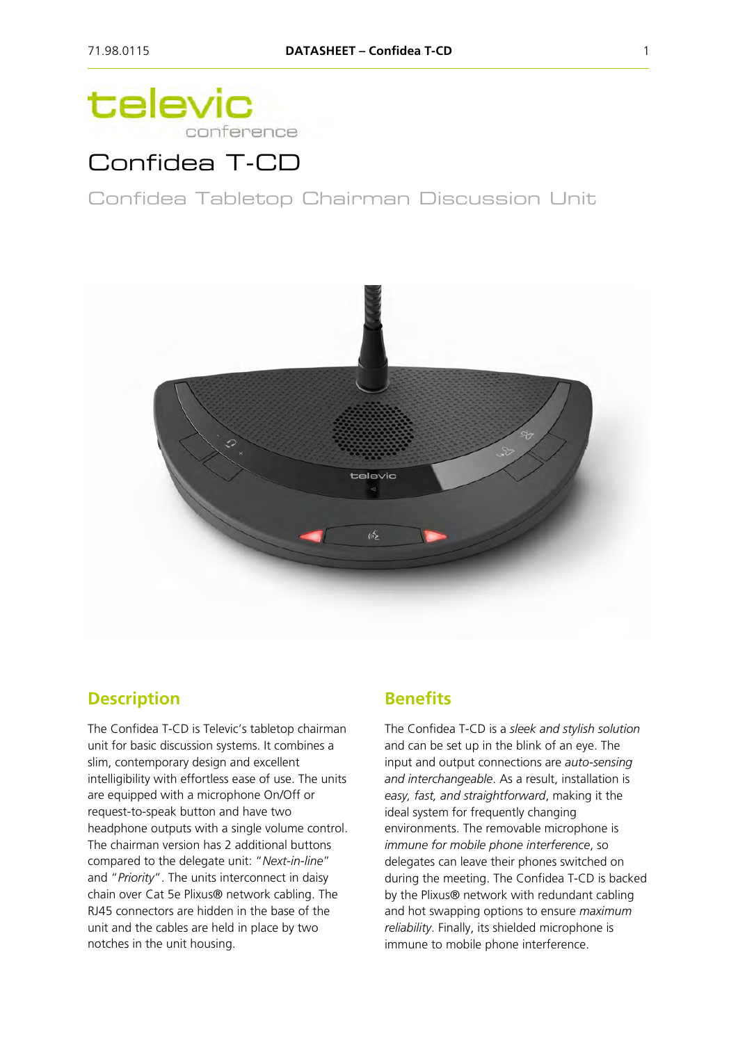televic conference

# Confidea T-CD

Confidea Tabletop Chairman Discussion Unit

## Description

The Confidea T-CD is Televic's tabletop chairman unit for basic discussion systems. It combines a slim, contemporary design and excellent intelligibility with effortless ease of use. The units are equipped with a microphone On/Off or request-to-speak button and have two headphone outputs with a single volume control. The chairman version has 2 additional buttons compared to the delegate unit: "*Next-in-line*" and "*Priority*". The units interconnect in daisy chain over Cat 5e Plixus® network cabling. The RJ45 connectors are hidden in the base of the unit and the cables are held in place by two notches in the unit housing.

## Benefits

The Confidea T-CD is a *sleek and stylish solution* and can be set up in the blink of an eye. The input and output connections are *auto-sensing and interchangeable*. As a result, installation is *easy, fast, and straightforward*, making it the ideal system for frequently changing environments. The removable microphone is *immune for mobile phone interference*, so delegates can leave their phones switched on during the meeting. The Confidea T-CD is backed by the Plixus® network with redundant cabling and hot swapping options to ensure *maximum reliability*. Finally, its shielded microphone is immune to mobile phone interference.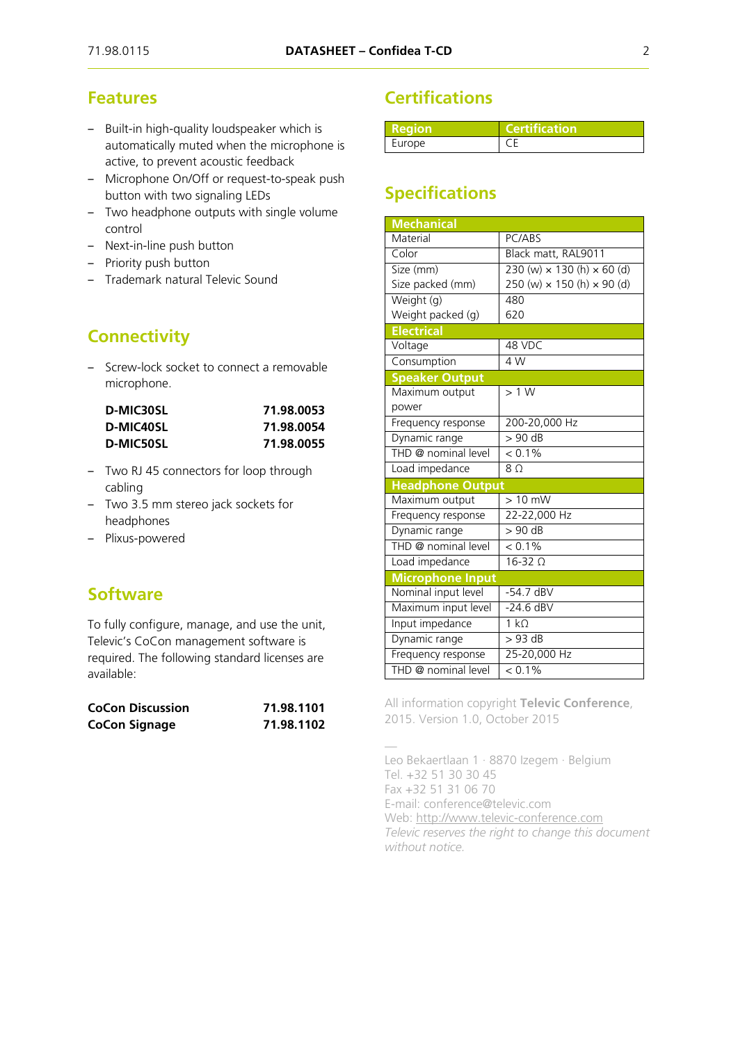## Features

- Built-in high-quality loudspeaker which is automatically muted when the microphone is active, to prevent acoustic feedback
- Microphone On/Off or request-to-speak push button with two signaling LEDs
- Two headphone outputs with single volume control
- Next-in-line push button
- Priority push button
- Trademark natural Televic Sound

## Connectivity

- Screw-lock socket to connect a removable microphone.

| | |
|---|---|
| **D-MIC30SL** | **71.98.0053** |
| **D-MIC40SL** | **71.98.0054** |
| **D-MIC50SL** | **71.98.0055** |

- Two RJ 45 connectors for loop through cabling
- Two 3.5 mm stereo jack sockets for headphones
- Plixus-powered

## Software

To fully configure, manage, and use the unit, Televic's CoCon management software is required. The following standard licenses are available:

| | |
|---|---|
| **CoCon Discussion** | **71.98.1101** |
| **CoCon Signage** | **71.98.1102** |

## Certifications

| Region | Certification |
|---|---|
| Europe | CE |

## Specifications

| **Mechanical** | |
|---|---|
| Material | PC/ABS |
| Color | Black matt, RAL9011 |
| Size (mm)<br>Size packed (mm) | 230 (w) × 130 (h) × 60 (d)<br>250 (w) × 150 (h) × 90 (d) |
| Weight (g)<br>Weight packed (g) | 480<br>620 |
| **Electrical** | |
| Voltage | 48 VDC |
| Consumption | 4 W |
| **Speaker Output** | |
| Maximum output power | > 1 W |
| Frequency response | 200-20,000 Hz |
| Dynamic range | > 90 dB |
| THD @ nominal level | < 0.1% |
| Load impedance | 8 Ω |
| **Headphone Output** | |
| Maximum output | > 10 mW |
| Frequency response | 22-22,000 Hz |
| Dynamic range | > 90 dB |
| THD @ nominal level | < 0.1% |
| Load impedance | 16-32 Ω |
| **Microphone Input** | |
| Nominal input level | -54.7 dBV |
| Maximum input level | -24.6 dBV |
| Input impedance | 1 kΩ |
| Dynamic range | > 93 dB |
| Frequency response | 25-20,000 Hz |
| THD @ nominal level | < 0.1% |

All information copyright **Televic Conference**, 2015. Version 1.0, October 2015

—

Leo Bekaertlaan 1 · 8870 Izegem · Belgium
Tel. +32 51 30 30 45
Fax +32 51 31 06 70
E-mail: conference@televic.com
Web: http://www.televic-conference.com
*Televic reserves the right to change this document without notice.*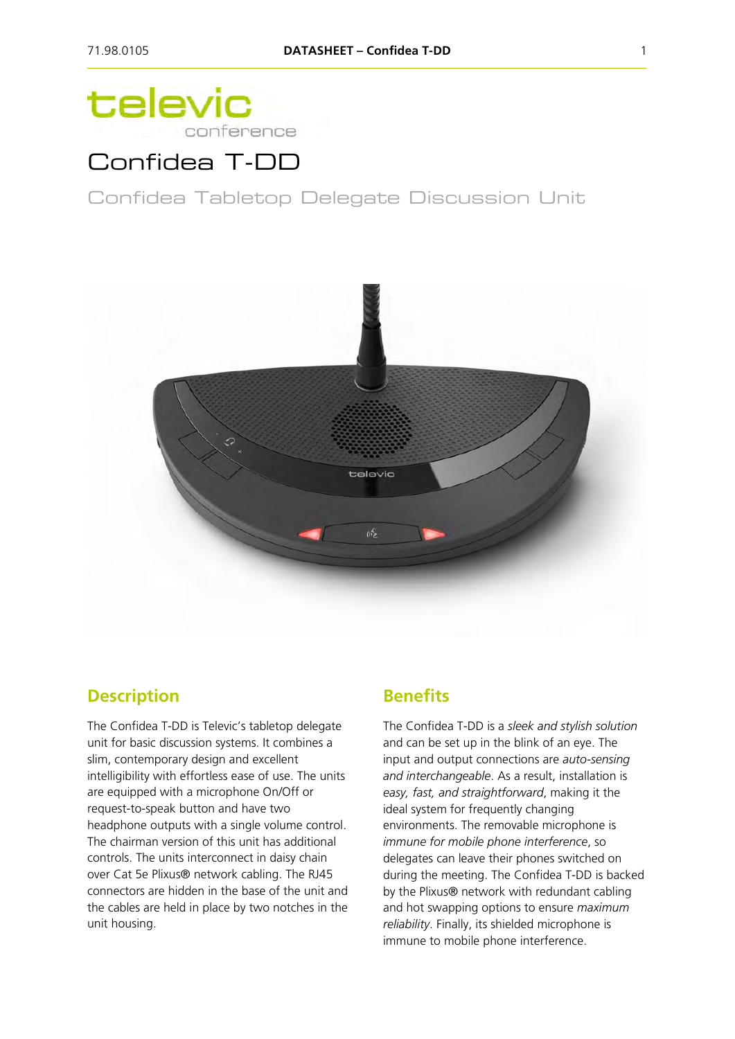# televic conference

# Confidea T-DD

## Confidea Tabletop Delegate Discussion Unit

## Description

The Confidea T-DD is Televic's tabletop delegate unit for basic discussion systems. It combines a slim, contemporary design and excellent intelligibility with effortless ease of use. The units are equipped with a microphone On/Off or request-to-speak button and have two headphone outputs with a single volume control. The chairman version of this unit has additional controls. The units interconnect in daisy chain over Cat 5e Plixus® network cabling. The RJ45 connectors are hidden in the base of the unit and the cables are held in place by two notches in the unit housing.

## Benefits

The Confidea T-DD is a *sleek and stylish solution* and can be set up in the blink of an eye. The input and output connections are *auto-sensing and interchangeable*. As a result, installation is *easy, fast, and straightforward*, making it the ideal system for frequently changing environments. The removable microphone is *immune for mobile phone interference*, so delegates can leave their phones switched on during the meeting. The Confidea T-DD is backed by the Plixus® network with redundant cabling and hot swapping options to ensure *maximum reliability*. Finally, its shielded microphone is immune to mobile phone interference.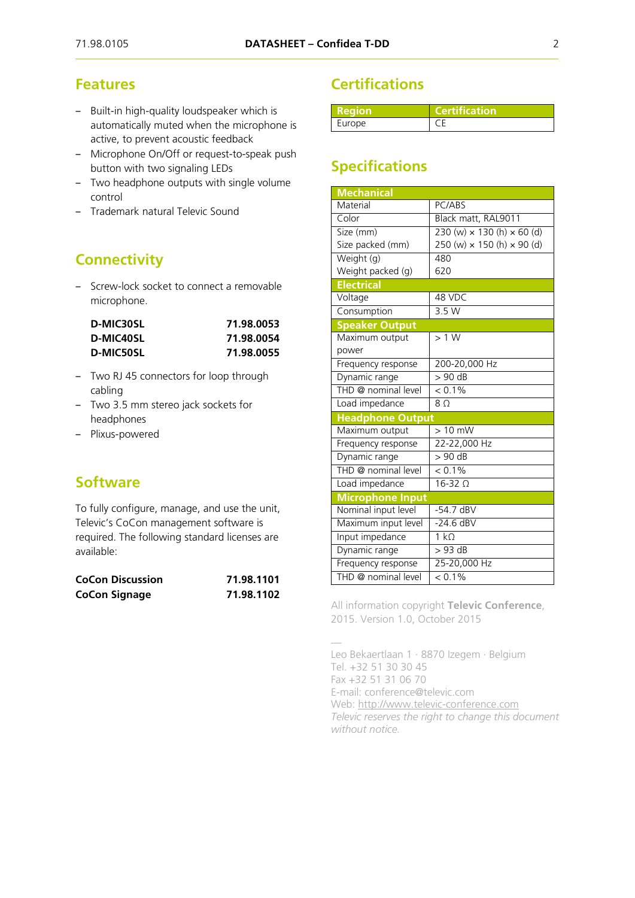## Features

- Built-in high-quality loudspeaker which is automatically muted when the microphone is active, to prevent acoustic feedback
- Microphone On/Off or request-to-speak push button with two signaling LEDs
- Two headphone outputs with single volume control
- Trademark natural Televic Sound

## Connectivity

- Screw-lock socket to connect a removable microphone.

| | |
|---|---|
| **D-MIC30SL** | **71.98.0053** |
| **D-MIC40SL** | **71.98.0054** |
| **D-MIC50SL** | **71.98.0055** |

- Two RJ 45 connectors for loop through cabling
- Two 3.5 mm stereo jack sockets for headphones
- Plixus-powered

## Software

To fully configure, manage, and use the unit, Televic's CoCon management software is required. The following standard licenses are available:

| | |
|---|---|
| **CoCon Discussion** | **71.98.1101** |
| **CoCon Signage** | **71.98.1102** |

## Certifications

| Region | Certification |
|---|---|
| Europe | CE |

## Specifications

| | |
|---|---|
| **Mechanical** | |
| Material | PC/ABS |
| Color | Black matt, RAL9011 |
| Size (mm)<br>Size packed (mm) | 230 (w) × 130 (h) × 60 (d)<br>250 (w) × 150 (h) × 90 (d) |
| Weight (g)<br>Weight packed (g) | 480<br>620 |
| **Electrical** | |
| Voltage | 48 VDC |
| Consumption | 3.5 W |
| **Speaker Output** | |
| Maximum output power | > 1 W |
| Frequency response | 200-20,000 Hz |
| Dynamic range | > 90 dB |
| THD @ nominal level | < 0.1% |
| Load impedance | 8 Ω |
| **Headphone Output** | |
| Maximum output | > 10 mW |
| Frequency response | 22-22,000 Hz |
| Dynamic range | > 90 dB |
| THD @ nominal level | < 0.1% |
| Load impedance | 16-32 Ω |
| **Microphone Input** | |
| Nominal input level | -54.7 dBV |
| Maximum input level | -24.6 dBV |
| Input impedance | 1 kΩ |
| Dynamic range | > 93 dB |
| Frequency response | 25-20,000 Hz |
| THD @ nominal level | < 0.1% |

All information copyright **Televic Conference**, 2015. Version 1.0, October 2015

—

Leo Bekaertlaan 1 · 8870 Izegem · Belgium
Tel. +32 51 30 30 45
Fax +32 51 31 06 70
E-mail: conference@televic.com
Web: http://www.televic-conference.com
*Televic reserves the right to change this document without notice.*